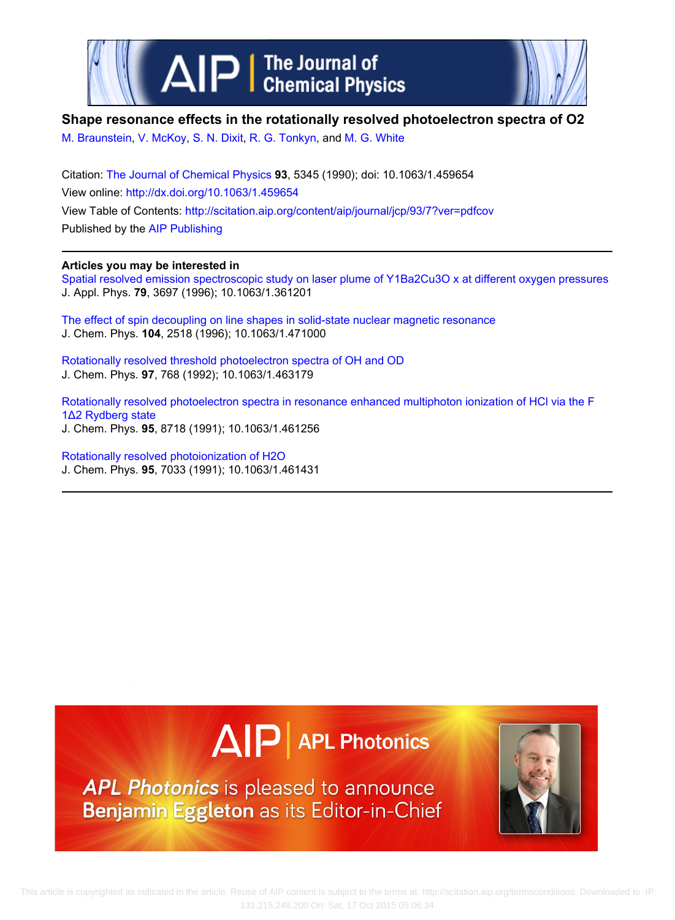# Shape resonance effects in the rotationally resolved photoelectron spectra of O2

M. Braunstein, V. McKoy, S. N. Dixit, R. G. Tonkyn, and M. G. White

Citation: The Journal of Chemical Physics **93**, 5345 (1990); doi: 10.1063/1.459654

View online: http://dx.doi.org/10.1063/1.459654

View Table of Contents: http://scitation.aip.org/content/aip/journal/jcp/93/7?ver=pdfcov

Published by the AIP Publishing

---

**Articles you may be interested in**

Spatial resolved emission spectroscopic study on laser plume of Y1Ba2Cu3O x at different oxygen pressures
J. Appl. Phys. **79**, 3697 (1996); 10.1063/1.361201

The effect of spin decoupling on line shapes in solid-state nuclear magnetic resonance
J. Chem. Phys. **104**, 2518 (1996); 10.1063/1.471000

Rotationally resolved threshold photoelectron spectra of OH and OD
J. Chem. Phys. **97**, 768 (1992); 10.1063/1.463179

Rotationally resolved photoelectron spectra in resonance enhanced multiphoton ionization of HCl via the F 1Δ2 Rydberg state
J. Chem. Phys. **95**, 8718 (1991); 10.1063/1.461256

Rotationally resolved photoionization of H2O
J. Chem. Phys. **95**, 7033 (1991); 10.1063/1.461431

---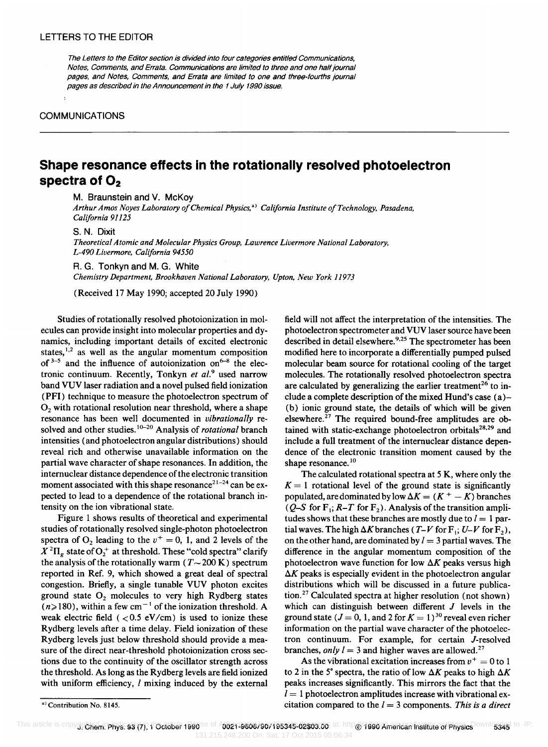LETTERS TO THE EDITOR

*The Letters to the Editor section is divided into four categories entitled Communications, Notes, Comments, and Errata. Communications are limited to three and one half journal pages, and Notes, Comments, and Errata are limited to one and three-fourths journal pages as described in the Announcement in the 1 July 1990 issue.*

COMMUNICATIONS

# Shape resonance effects in the rotationally resolved photoelectron spectra of $O_2$

M. Braunstein and V. McKoy
*Arthur Amos Noyes Laboratory of Chemical Physics,[a)] California Institute of Technology, Pasadena, California 91125*

S. N. Dixit
*Theoretical Atomic and Molecular Physics Group, Lawrence Livermore National Laboratory, L-490 Livermore, California 94550*

R. G. Tonkyn and M. G. White
*Chemistry Department, Brookhaven National Laboratory, Upton, New York 11973*

(Received 17 May 1990; accepted 20 July 1990)

Studies of rotationally resolved photoionization in molecules can provide insight into molecular properties and dynamics, including important details of excited electronic states,[1,2] as well as the angular momentum composition of[3-5] and the influence of autoionization on[6-8] the electronic continuum. Recently, Tonkyn *et al.*[9] used narrow band VUV laser radiation and a novel pulsed field ionization (PFI) technique to measure the photoelectron spectrum of $O_2$ with rotational resolution near threshold, where a shape resonance has been well documented in *vibrationally* resolved and other studies.[10-20] Analysis of *rotational* branch intensities (and photoelectron angular distributions) should reveal rich and otherwise unavailable information on the partial wave character of shape resonances. In addition, the internuclear distance dependence of the electronic transition moment associated with this shape resonance[21-24] can be expected to lead to a dependence of the rotational branch intensity on the ion vibrational state.

Figure 1 shows results of theoretical and experimental studies of rotationally resolved single-photon photoelectron spectra of $O_2$ leading to the $v^+ = 0$, 1, and 2 levels of the $X\,^2\Pi_g$ state of $O_2^+$ at threshold. These "cold spectra" clarify the analysis of the rotationally warm ($T \sim 200$ K) spectrum reported in Ref. 9, which showed a great deal of spectral congestion. Briefly, a single tunable VUV photon excites ground state $O_2$ molecules to very high Rydberg states ($n \geqslant 180$), within a few $cm^{-1}$ of the ionization threshold. A weak electric field ($< 0.5$ eV/cm) is used to ionize these Rydberg levels after a time delay. Field ionization of these Rydberg levels just below threshold should provide a measure of the direct near-threshold photoionization cross sections due to the continuity of the oscillator strength across the threshold. As long as the Rydberg levels are field ionized with uniform efficiency, $l$ mixing induced by the external field will not affect the interpretation of the intensities. The photoelectron spectrometer and VUV laser source have been described in detail elsewhere.[9,25] The spectrometer has been modified here to incorporate a differentially pumped pulsed molecular beam source for rotational cooling of the target molecules. The rotationally resolved photoelectron spectra are calculated by generalizing the earlier treatment[26] to include a complete description of the mixed Hund's case (a)–(b) ionic ground state, the details of which will be given elsewhere.[27] The required bound-free amplitudes are obtained with static-exchange photoelectron orbitals[28,29] and include a full treatment of the internuclear distance dependence of the electronic transition moment caused by the shape resonance.[10]

The calculated rotational spectra at 5 K, where only the $K = 1$ rotational level of the ground state is significantly populated, are dominated by low $\Delta K = (K^+ - K)$ branches ($Q$–$S$ for $F_1$; $R$–$T$ for $F_2$). Analysis of the transition amplitudes shows that these branches are mostly due to $l = 1$ partial waves. The high $\Delta K$ branches ($T$–$V$ for $F_1$; $U$–$V$ for $F_2$), on the other hand, are dominated by $l = 3$ partial waves. The difference in the angular momentum composition of the photoelectron wave function for low $\Delta K$ peaks versus high $\Delta K$ peaks is especially evident in the photoelectron angular distributions which will be discussed in a future publication.[27] Calculated spectra at higher resolution (not shown) which can distinguish between different $J$ levels in the ground state ($J = 0$, 1, and 2 for $K = 1$)[30] reveal even richer information on the partial wave character of the photoelectron continuum. For example, for certain $J$-resolved branches, *only* $l = 3$ and higher waves are allowed.[27]

As the vibrational excitation increases from $v^+ = 0$ to 1 to 2 in the 5° spectra, the ratio of low $\Delta K$ peaks to high $\Delta K$ peaks increases significantly. This mirrors the fact that the $l = 1$ photoelectron amplitudes increase with vibrational excitation compared to the $l = 3$ components. *This is a direct*

[a)] Contribution No. 8145.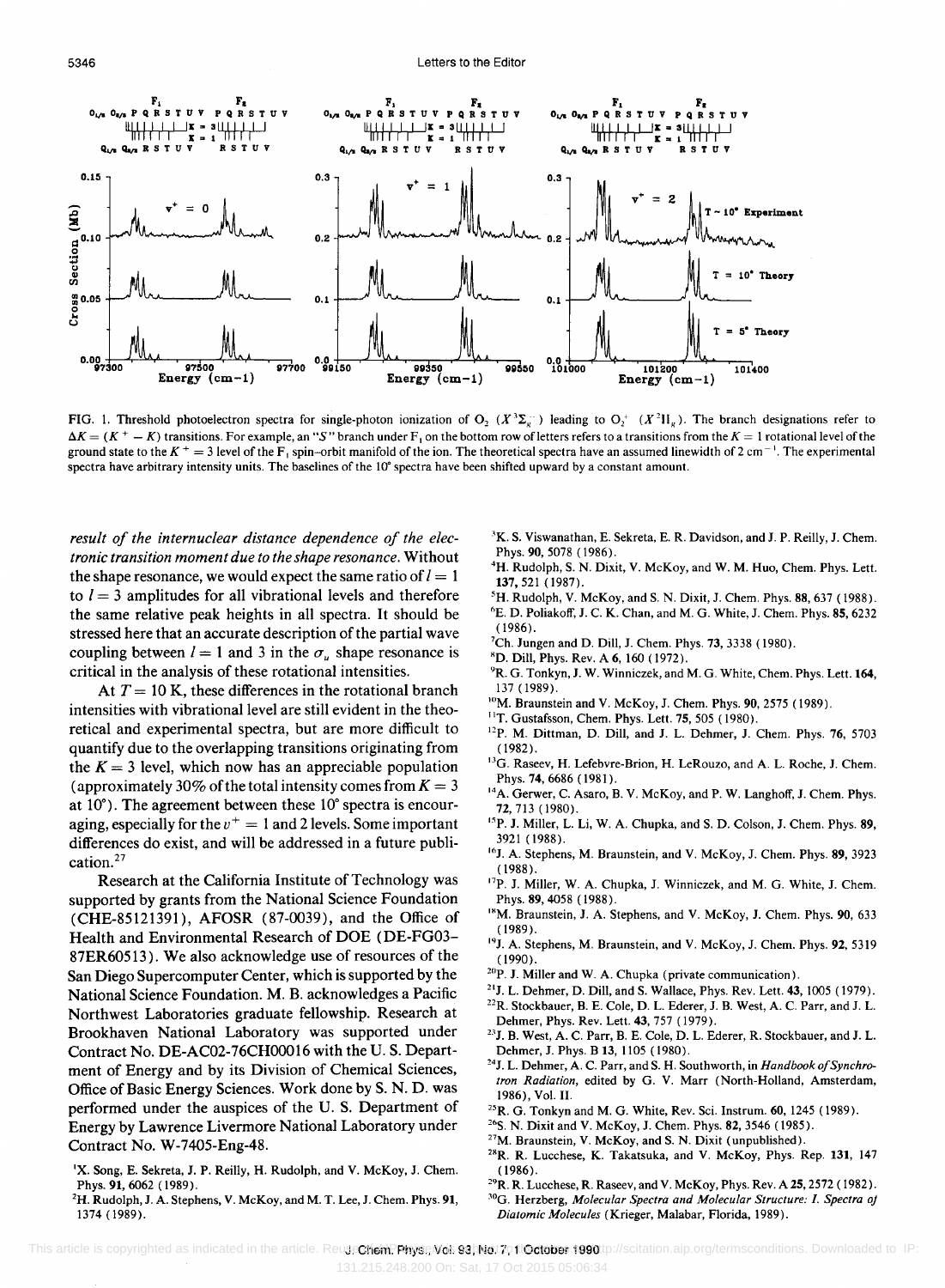F₁ F₂
$O_{1/2}$ $O_{3/2}$ P Q R S T U V P Q R S T U V
K = 3
K = 1
$Q_{1/2}$ $Q_{3/2}$ R S T U V R S T U V

0.15
0.10
0.05
0.00
Cross Section (Mb)
97300 97500 97700
Energy (cm-1)
$v^+ = 0$

0.3
0.2
0.1
0.0
99150 99350 99550
Energy (cm-1)
$v^+ = 1$

0.3
0.2
0.1
0.0
101000 101200 101400
Energy (cm-1)
$v^+ = 2$
T ~ 10° Experiment
T = 10° Theory
T = 5° Theory

FIG. 1. Threshold photoelectron spectra for single-photon ionization of $O_2$ ($X\,^3\Sigma_g^-$) leading to $O_2^+$ ($X\,^2\Pi_g$). The branch designations refer to $\Delta K = (K^+ - K)$ transitions. For example, an "S" branch under $F_1$ on the bottom row of letters refers to a transitions from the $K = 1$ rotational level of the ground state to the $K^+ = 3$ level of the $F_1$ spin–orbit manifold of the ion. The theoretical spectra have an assumed linewidth of 2 cm$^{-1}$. The experimental spectra have arbitrary intensity units. The baselines of the 10° spectra have been shifted upward by a constant amount.

*result of the internuclear distance dependence of the electronic transition moment due to the shape resonance.* Without the shape resonance, we would expect the same ratio of $l = 1$ to $l = 3$ amplitudes for all vibrational levels and therefore the same relative peak heights in all spectra. It should be stressed here that an accurate description of the partial wave coupling between $l = 1$ and 3 in the $\sigma_u$ shape resonance is critical in the analysis of these rotational intensities.

At $T = 10$ K, these differences in the rotational branch intensities with vibrational level are still evident in the theoretical and experimental spectra, but are more difficult to quantify due to the overlapping transitions originating from the $K = 3$ level, which now has an appreciable population (approximately 30% of the total intensity comes from $K = 3$ at 10°). The agreement between these 10° spectra is encouraging, especially for the $v^+ = 1$ and 2 levels. Some important differences do exist, and will be addressed in a future publication.[27]

Research at the California Institute of Technology was supported by grants from the National Science Foundation (CHE-85121391), AFOSR (87-0039), and the Office of Health and Environmental Research of DOE (DE-FG03-87ER60513). We also acknowledge use of resources of the San Diego Supercomputer Center, which is supported by the National Science Foundation. M. B. acknowledges a Pacific Northwest Laboratories graduate fellowship. Research at Brookhaven National Laboratory was supported under Contract No. DE-AC02-76CH00016 with the U. S. Department of Energy and by its Division of Chemical Sciences, Office of Basic Energy Sciences. Work done by S. N. D. was performed under the auspices of the U. S. Department of Energy by Lawrence Livermore National Laboratory under Contract No. W-7405-Eng-48.

[1] X. Song, E. Sekreta, J. P. Reilly, H. Rudolph, and V. McKoy, J. Chem. Phys. **91**, 6062 (1989).
[2] H. Rudolph, J. A. Stephens, V. McKoy, and M. T. Lee, J. Chem. Phys. **91**, 1374 (1989).
[3] K. S. Viswanathan, E. Sekreta, E. R. Davidson, and J. P. Reilly, J. Chem. Phys. **90**, 5078 (1986).
[4] H. Rudolph, S. N. Dixit, V. McKoy, and W. M. Huo, Chem. Phys. Lett. **137**, 521 (1987).
[5] H. Rudolph, V. McKoy, and S. N. Dixit, J. Chem. Phys. **88**, 637 (1988).
[6] E. D. Poliakoff, J. C. K. Chan, and M. G. White, J. Chem. Phys. **85**, 6232 (1986).
[7] Ch. Jungen and D. Dill, J. Chem. Phys. **73**, 3338 (1980).
[8] D. Dill, Phys. Rev. A **6**, 160 (1972).
[9] R. G. Tonkyn, J. W. Winniczek, and M. G. White, Chem. Phys. Lett. **164**, 137 (1989).
[10] M. Braunstein and V. McKoy, J. Chem. Phys. **90**, 2575 (1989).
[11] T. Gustafsson, Chem. Phys. Lett. **75**, 505 (1980).
[12] P. M. Dittman, D. Dill, and J. L. Dehmer, J. Chem. Phys. **76**, 5703 (1982).
[13] G. Raseev, H. Lefebvre-Brion, H. LeRouzo, and A. L. Roche, J. Chem. Phys. **74**, 6686 (1981).
[14] A. Gerwer, C. Asaro, B. V. McKoy, and P. W. Langhoff, J. Chem. Phys. **72**, 713 (1980).
[15] P. J. Miller, L. Li, W. A. Chupka, and S. D. Colson, J. Chem. Phys. **89**, 3921 (1988).
[16] J. A. Stephens, M. Braunstein, and V. McKoy, J. Chem. Phys. **89**, 3923 (1988).
[17] P. J. Miller, W. A. Chupka, J. Winniczek, and M. G. White, J. Chem. Phys. **89**, 4058 (1988).
[18] M. Braunstein, J. A. Stephens, and V. McKoy, J. Chem. Phys. **90**, 633 (1989).
[19] J. A. Stephens, M. Braunstein, and V. McKoy, J. Chem. Phys. **92**, 5319 (1990).
[20] P. J. Miller and W. A. Chupka (private communication).
[21] J. L. Dehmer, D. Dill, and S. Wallace, Phys. Rev. Lett. **43**, 1005 (1979).
[22] R. Stockbauer, B. E. Cole, D. L. Ederer, J. B. West, A. C. Parr, and J. L. Dehmer, Phys. Rev. Lett. **43**, 757 (1979).
[23] J. B. West, A. C. Parr, B. E. Cole, D. L. Ederer, R. Stockbauer, and J. L. Dehmer, J. Phys. B **13**, 1105 (1980).
[24] J. L. Dehmer, A. C. Parr, and S. H. Southworth, in *Handbook of Synchrotron Radiation*, edited by G. V. Marr (North-Holland, Amsterdam, 1986), Vol. II.
[25] R. G. Tonkyn and M. G. White, Rev. Sci. Instrum. **60**, 1245 (1989).
[26] S. N. Dixit and V. McKoy, J. Chem. Phys. **82**, 3546 (1985).
[27] M. Braunstein, V. McKoy, and S. N. Dixit (unpublished).
[28] R. R. Lucchese, K. Takatsuka, and V. McKoy, Phys. Rep. **131**, 147 (1986).
[29] R. R. Lucchese, R. Raseev, and V. McKoy, Phys. Rev. A **25**, 2572 (1982).
[30] G. Herzberg, *Molecular Spectra and Molecular Structure: I. Spectra of Diatomic Molecules* (Krieger, Malabar, Florida, 1989).